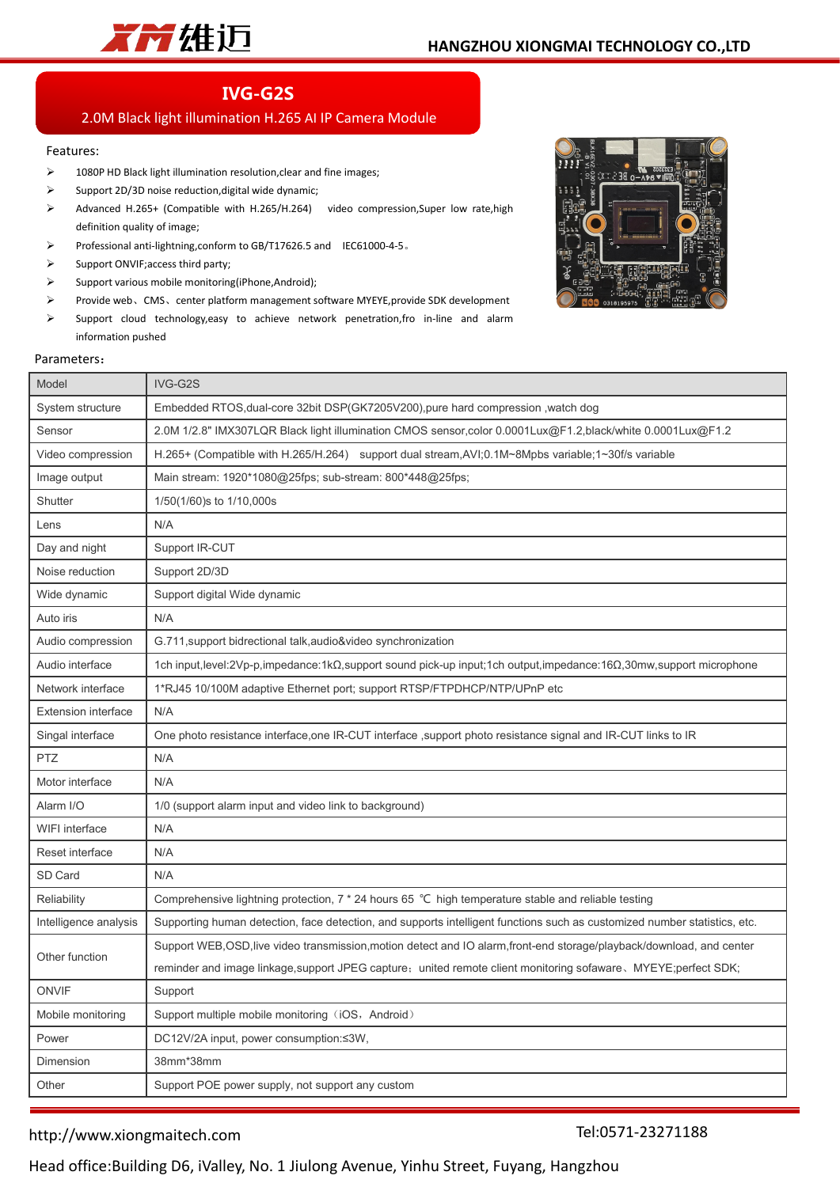HANGZHOU XIONGMAI TECHNOLOGY CO.,LTD

# IVG-G2S

## 2.0M Black light illumination H.265 AI IP Camera Module

Features:

- 1080P HD Black light illumination resolution,clear and fine images;
- Support 2D/3D noise reduction,digital wide dynamic;
- Advanced H.265+ (Compatible with H.265/H.264) video compression,Super low rate,high definition quality of image;
- Professional anti-lightning,conform to GB/T17626.5 and IEC61000-4-5。
- Support ONVIF;access third party;
- Support various mobile monitoring(iPhone,Android);
- Provide web、CMS、center platform management software MYEYE,provide SDK development
- Support cloud technology,easy to achieve network penetration,fro in-line and alarm information pushed

Parameters：

| Model | IVG-G2S |
|---|---|
| System structure | Embedded RTOS,dual-core 32bit DSP(GK7205V200),pure hard compression ,watch dog |
| Sensor | 2.0M 1/2.8" IMX307LQR Black light illumination CMOS sensor,color 0.0001Lux@F1.2,black/white 0.0001Lux@F1.2 |
| Video compression | H.265+ (Compatible with H.265/H.264) support dual stream,AVI;0.1M~8Mpbs variable;1~30f/s variable |
| Image output | Main stream: 1920*1080@25fps; sub-stream: 800*448@25fps; |
| Shutter | 1/50(1/60)s to 1/10,000s |
| Lens | N/A |
| Day and night | Support IR-CUT |
| Noise reduction | Support 2D/3D |
| Wide dynamic | Support digital Wide dynamic |
| Auto iris | N/A |
| Audio compression | G.711,support bidrectional talk,audio&video synchronization |
| Audio interface | 1ch input,level:2Vp-p,impedance:1kΩ,support sound pick-up input;1ch output,impedance:16Ω,30mw,support microphone |
| Network interface | 1*RJ45 10/100M adaptive Ethernet port; support RTSP/FTPDHCP/NTP/UPnP etc |
| Extension interface | N/A |
| Singal interface | One photo resistance interface,one IR-CUT interface ,support photo resistance signal and IR-CUT links to IR |
| PTZ | N/A |
| Motor interface | N/A |
| Alarm I/O | 1/0 (support alarm input and video link to background) |
| WIFI interface | N/A |
| Reset interface | N/A |
| SD Card | N/A |
| Reliability | Comprehensive lightning protection, 7 * 24 hours 65 ℃ high temperature stable and reliable testing |
| Intelligence analysis | Supporting human detection, face detection, and supports intelligent functions such as customized number statistics, etc. |
| Other function | Support WEB,OSD,live video transmission,motion detect and IO alarm,front-end storage/playback/download, and center reminder and image linkage,support JPEG capture；united remote client monitoring sofaware、MYEYE;perfect SDK; |
| ONVIF | Support |
| Mobile monitoring | Support multiple mobile monitoring（iOS，Android） |
| Power | DC12V/2A input, power consumption:≤3W, |
| Dimension | 38mm*38mm |
| Other | Support POE power supply, not support any custom |

http://www.xiongmaitech.com

Tel:0571-23271188

Head office:Building D6, iValley, No. 1 Jiulong Avenue, Yinhu Street, Fuyang, Hangzhou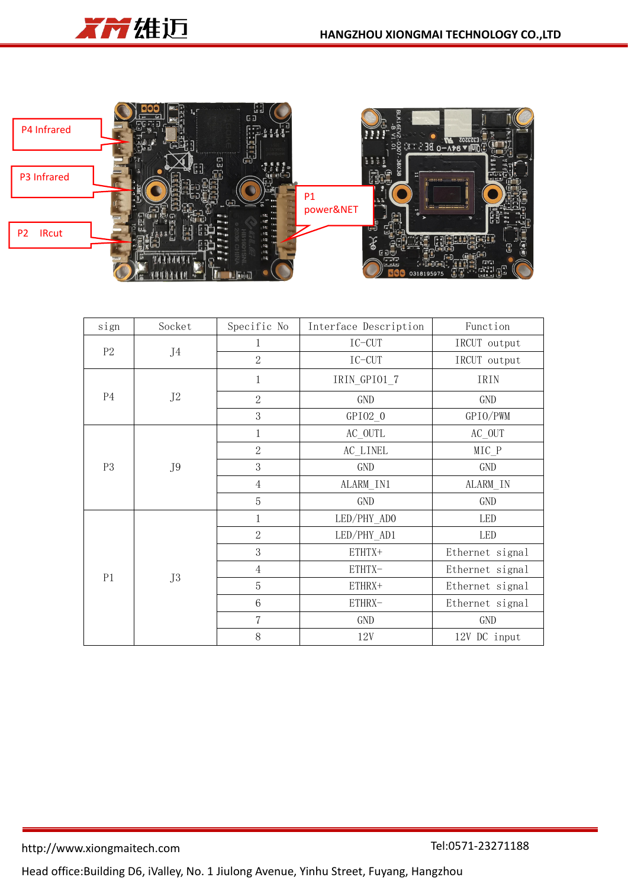P4 Infrared

P3 Infrared

P2 IRcut

P1 power&NET

| sign | Socket | Specific No | Interface Description | Function |
|---|---|---|---|---|
| P2 | J4 | 1 | IC-CUT | IRCUT output |
| | | 2 | IC-CUT | IRCUT output |
| P4 | J2 | 1 | IRIN_GPIO1_7 | IRIN |
| | | 2 | GND | GND |
| | | 3 | GPIO2_0 | GPIO/PWM |
| P3 | J9 | 1 | AC_OUTL | AC_OUT |
| | | 2 | AC_LINEL | MIC_P |
| | | 3 | GND | GND |
| | | 4 | ALARM_IN1 | ALARM_IN |
| | | 5 | GND | GND |
| P1 | J3 | 1 | LED/PHY_AD0 | LED |
| | | 2 | LED/PHY_AD1 | LED |
| | | 3 | ETHTX+ | Ethernet signal |
| | | 4 | ETHTX- | Ethernet signal |
| | | 5 | ETHRX+ | Ethernet signal |
| | | 6 | ETHRX- | Ethernet signal |
| | | 7 | GND | GND |
| | | 8 | 12V | 12V DC input |